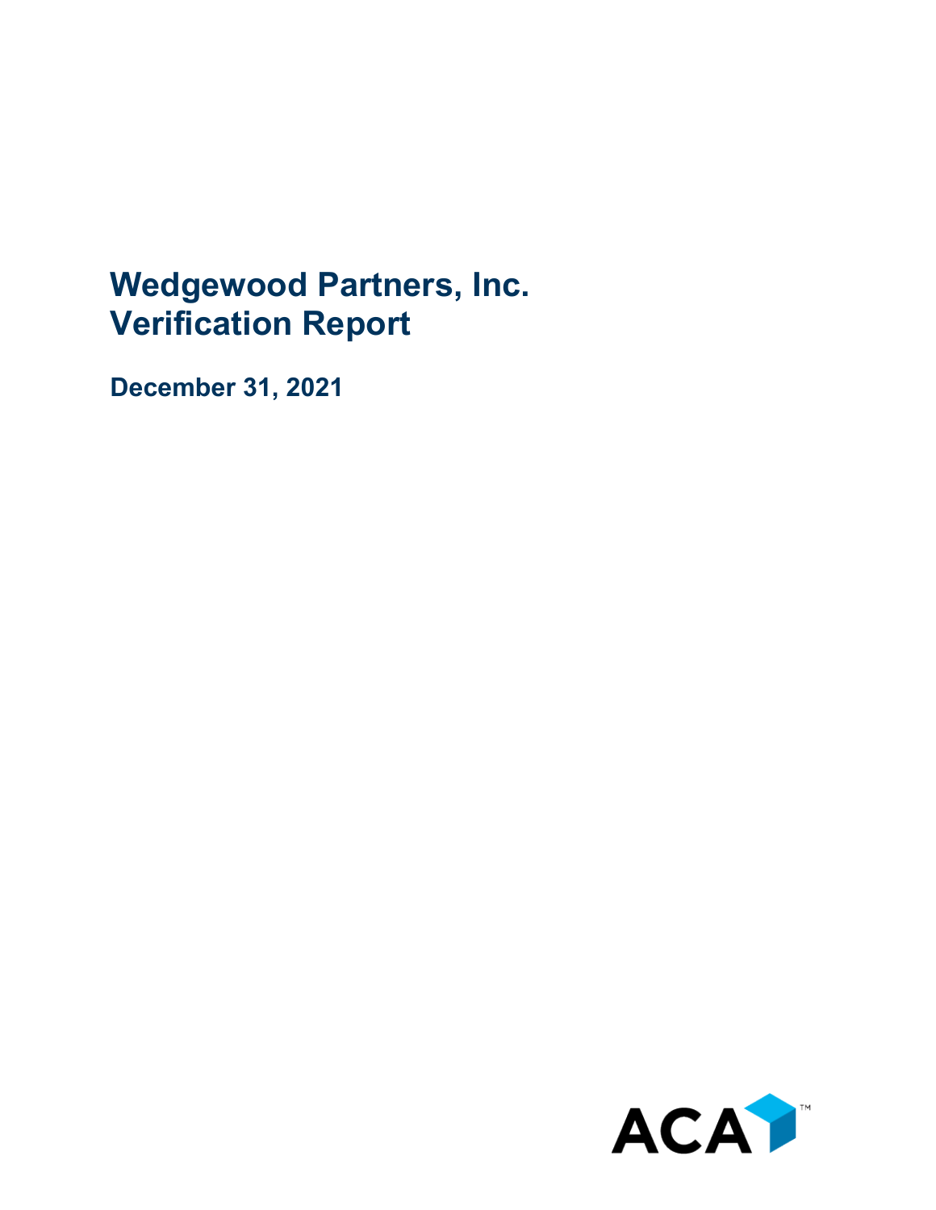# Wedgewood Partners, Inc.
# Verification Report

**December 31, 2021**

ACA™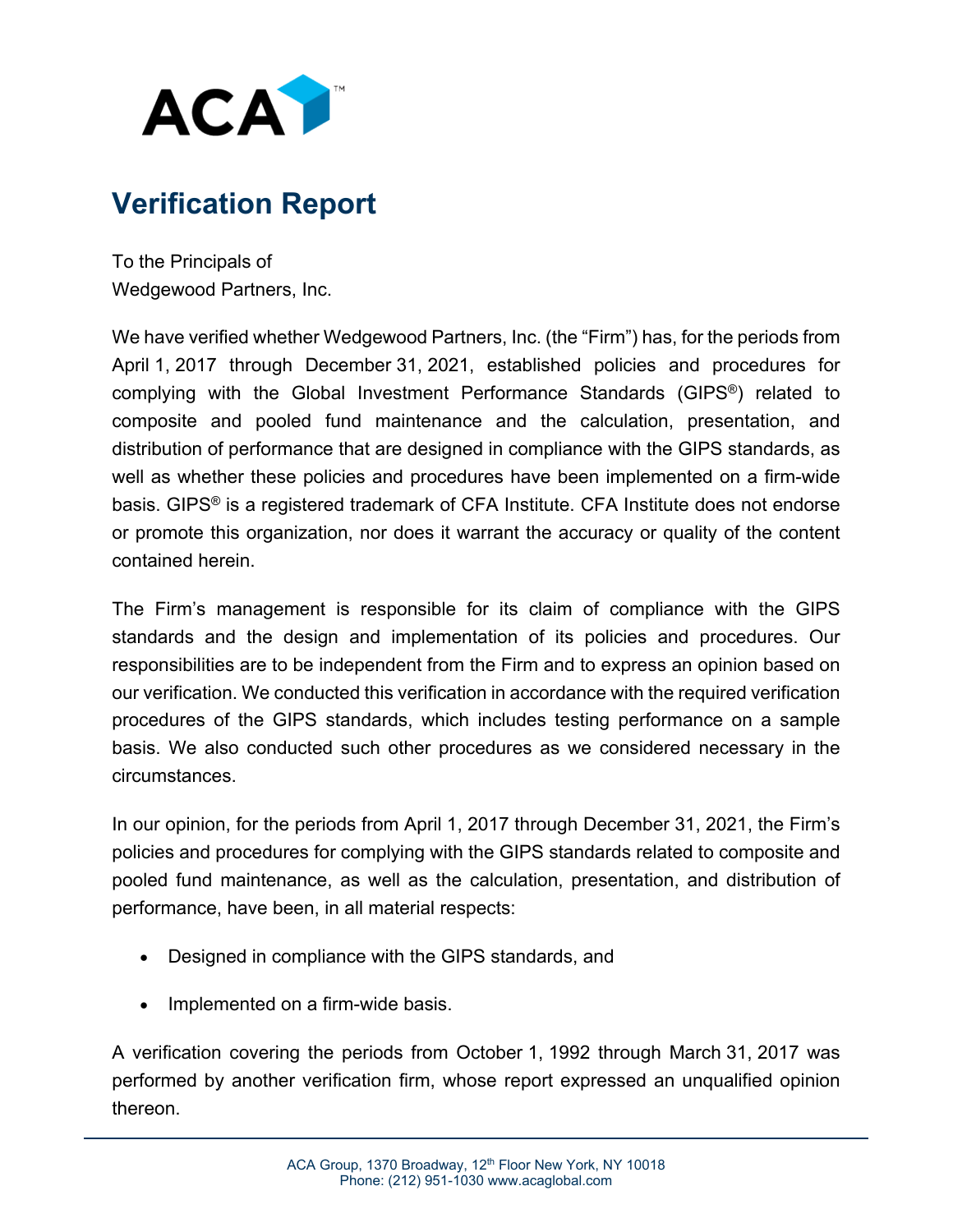# Verification Report

To the Principals of
Wedgewood Partners, Inc.

We have verified whether Wedgewood Partners, Inc. (the "Firm") has, for the periods from April 1, 2017 through December 31, 2021, established policies and procedures for complying with the Global Investment Performance Standards (GIPS®) related to composite and pooled fund maintenance and the calculation, presentation, and distribution of performance that are designed in compliance with the GIPS standards, as well as whether these policies and procedures have been implemented on a firm-wide basis. GIPS® is a registered trademark of CFA Institute. CFA Institute does not endorse or promote this organization, nor does it warrant the accuracy or quality of the content contained herein.

The Firm's management is responsible for its claim of compliance with the GIPS standards and the design and implementation of its policies and procedures. Our responsibilities are to be independent from the Firm and to express an opinion based on our verification. We conducted this verification in accordance with the required verification procedures of the GIPS standards, which includes testing performance on a sample basis. We also conducted such other procedures as we considered necessary in the circumstances.

In our opinion, for the periods from April 1, 2017 through December 31, 2021, the Firm's policies and procedures for complying with the GIPS standards related to composite and pooled fund maintenance, as well as the calculation, presentation, and distribution of performance, have been, in all material respects:

- Designed in compliance with the GIPS standards, and
- Implemented on a firm-wide basis.

A verification covering the periods from October 1, 1992 through March 31, 2017 was performed by another verification firm, whose report expressed an unqualified opinion thereon.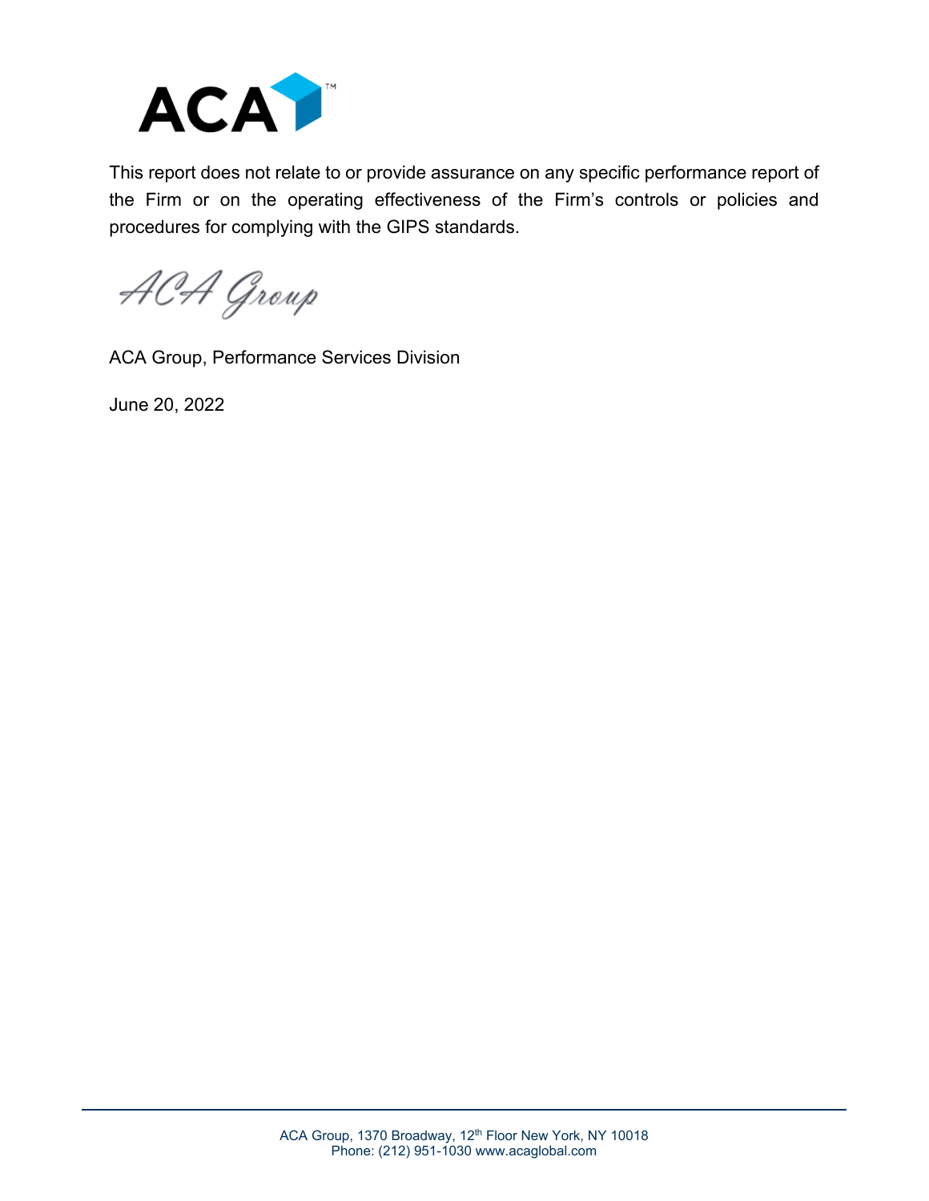This report does not relate to or provide assurance on any specific performance report of the Firm or on the operating effectiveness of the Firm's controls or policies and procedures for complying with the GIPS standards.

ACA Group

ACA Group, Performance Services Division

June 20, 2022

ACA Group, 1370 Broadway, 12th Floor New York, NY 10018
Phone: (212) 951-1030 www.acaglobal.com